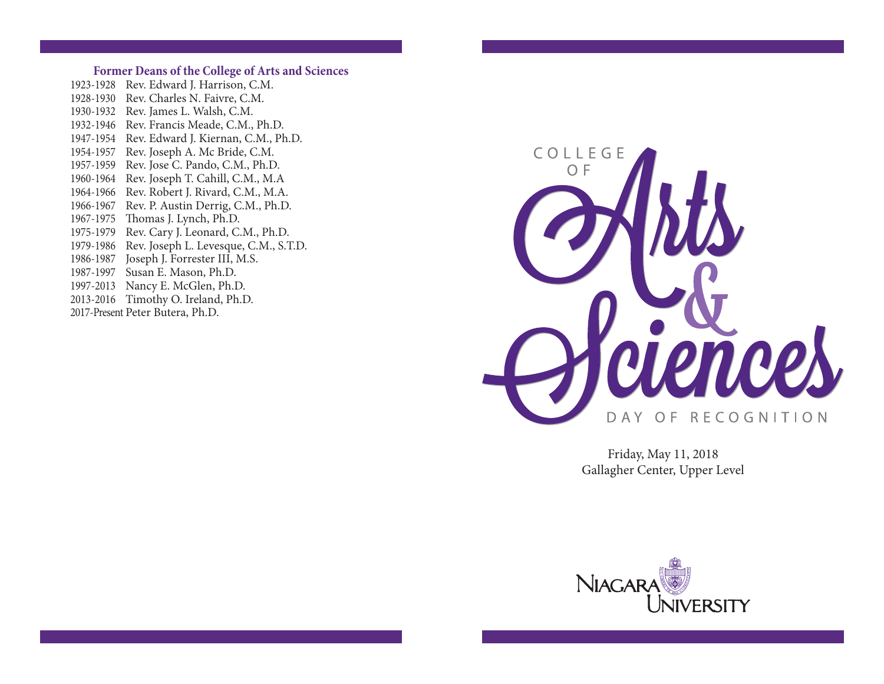**Former Deans of the College of Arts and Sciences**

1923-1928 Rev. Edward J. Harrison, C.M.
1928-1930 Rev. Charles N. Faivre, C.M.
1930-1932 Rev. James L. Walsh, C.M.
1932-1946 Rev. Francis Meade, C.M., Ph.D.
1947-1954 Rev. Edward J. Kiernan, C.M., Ph.D.
1954-1957 Rev. Joseph A. Mc Bride, C.M.
1957-1959 Rev. Jose C. Pando, C.M., Ph.D.
1960-1964 Rev. Joseph T. Cahill, C.M., M.A
1964-1966 Rev. Robert J. Rivard, C.M., M.A.
1966-1967 Rev. P. Austin Derrig, C.M., Ph.D.
1967-1975 Thomas J. Lynch, Ph.D.
1975-1979 Rev. Cary J. Leonard, C.M., Ph.D.
1979-1986 Rev. Joseph L. Levesque, C.M., S.T.D.
1986-1987 Joseph J. Forrester III, M.S.
1987-1997 Susan E. Mason, Ph.D.
1997-2013 Nancy E. McGlen, Ph.D.
2013-2016 Timothy O. Ireland, Ph.D.
2017-Present Peter Butera, Ph.D.

# College of Arts & Sciences

## Day of Recognition

Friday, May 11, 2018
Gallagher Center, Upper Level

Niagara University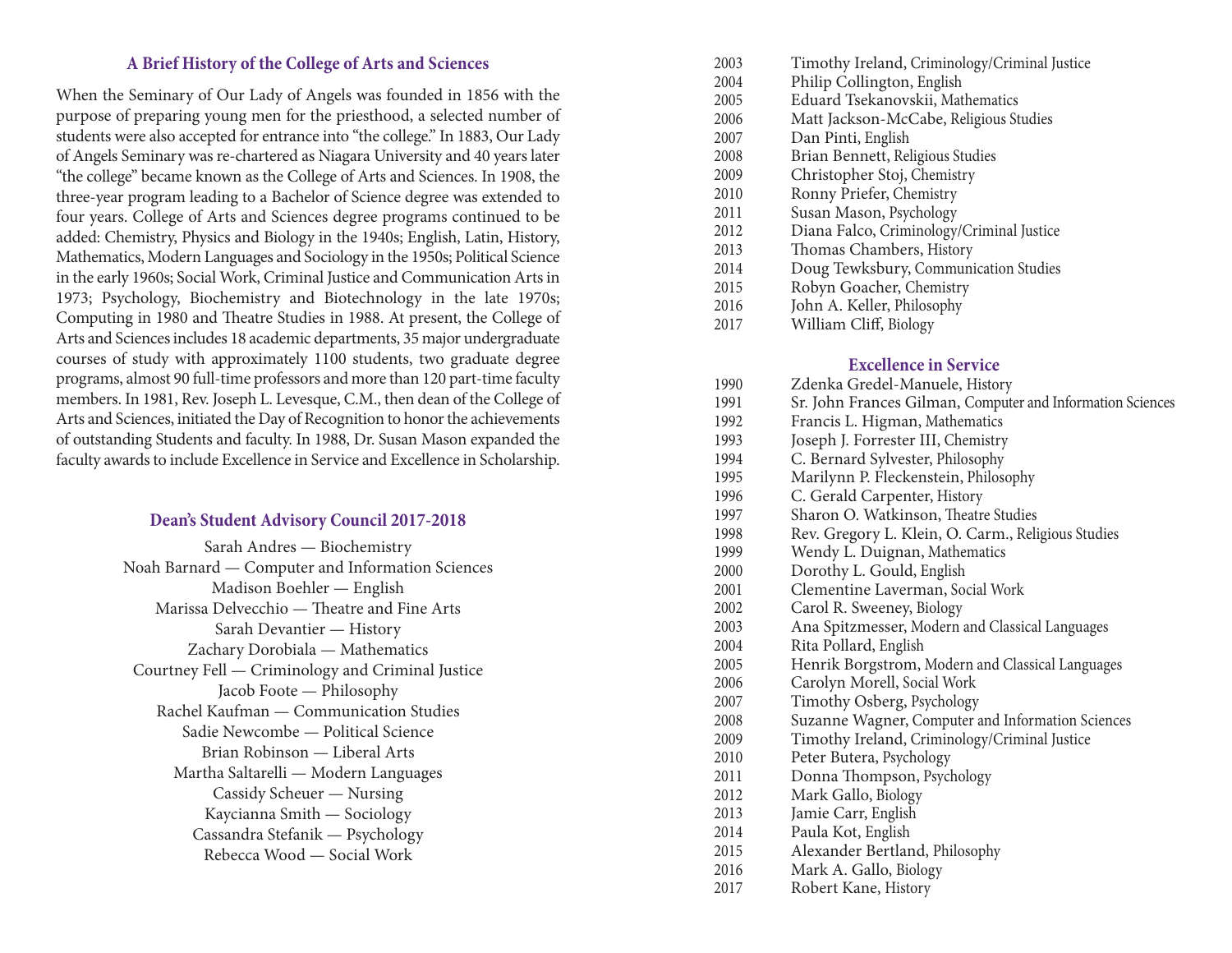### A Brief History of the College of Arts and Sciences

When the Seminary of Our Lady of Angels was founded in 1856 with the purpose of preparing young men for the priesthood, a selected number of students were also accepted for entrance into "the college." In 1883, Our Lady of Angels Seminary was re-chartered as Niagara University and 40 years later "the college" became known as the College of Arts and Sciences. In 1908, the three-year program leading to a Bachelor of Science degree was extended to four years. College of Arts and Sciences degree programs continued to be added: Chemistry, Physics and Biology in the 1940s; English, Latin, History, Mathematics, Modern Languages and Sociology in the 1950s; Political Science in the early 1960s; Social Work, Criminal Justice and Communication Arts in 1973; Psychology, Biochemistry and Biotechnology in the late 1970s; Computing in 1980 and Theatre Studies in 1988. At present, the College of Arts and Sciences includes 18 academic departments, 35 major undergraduate courses of study with approximately 1100 students, two graduate degree programs, almost 90 full-time professors and more than 120 part-time faculty members. In 1981, Rev. Joseph L. Levesque, C.M., then dean of the College of Arts and Sciences, initiated the Day of Recognition to honor the achievements of outstanding Students and faculty. In 1988, Dr. Susan Mason expanded the faculty awards to include Excellence in Service and Excellence in Scholarship.

### Dean's Student Advisory Council 2017-2018

Sarah Andres — Biochemistry
Noah Barnard — Computer and Information Sciences
Madison Boehler — English
Marissa Delvecchio — Theatre and Fine Arts
Sarah Devantier — History
Zachary Dorobiala — Mathematics
Courtney Fell — Criminology and Criminal Justice
Jacob Foote — Philosophy
Rachel Kaufman — Communication Studies
Sadie Newcombe — Political Science
Brian Robinson — Liberal Arts
Martha Saltarelli — Modern Languages
Cassidy Scheuer — Nursing
Kaycianna Smith — Sociology
Cassandra Stefanik — Psychology
Rebecca Wood — Social Work

| | |
|---|---|
| 2003 | Timothy Ireland, Criminology/Criminal Justice |
| 2004 | Philip Collington, English |
| 2005 | Eduard Tsekanovskii, Mathematics |
| 2006 | Matt Jackson-McCabe, Religious Studies |
| 2007 | Dan Pinti, English |
| 2008 | Brian Bennett, Religious Studies |
| 2009 | Christopher Stoj, Chemistry |
| 2010 | Ronny Priefer, Chemistry |
| 2011 | Susan Mason, Psychology |
| 2012 | Diana Falco, Criminology/Criminal Justice |
| 2013 | Thomas Chambers, History |
| 2014 | Doug Tewksbury, Communication Studies |
| 2015 | Robyn Goacher, Chemistry |
| 2016 | John A. Keller, Philosophy |
| 2017 | William Cliff, Biology |

### Excellence in Service

| | |
|---|---|
| 1990 | Zdenka Gredel-Manuele, History |
| 1991 | Sr. John Frances Gilman, Computer and Information Sciences |
| 1992 | Francis L. Higman, Mathematics |
| 1993 | Joseph J. Forrester III, Chemistry |
| 1994 | C. Bernard Sylvester, Philosophy |
| 1995 | Marilynn P. Fleckenstein, Philosophy |
| 1996 | C. Gerald Carpenter, History |
| 1997 | Sharon O. Watkinson, Theatre Studies |
| 1998 | Rev. Gregory L. Klein, O. Carm., Religious Studies |
| 1999 | Wendy L. Duignan, Mathematics |
| 2000 | Dorothy L. Gould, English |
| 2001 | Clementine Laverman, Social Work |
| 2002 | Carol R. Sweeney, Biology |
| 2003 | Ana Spitzmesser, Modern and Classical Languages |
| 2004 | Rita Pollard, English |
| 2005 | Henrik Borgstrom, Modern and Classical Languages |
| 2006 | Carolyn Morell, Social Work |
| 2007 | Timothy Osberg, Psychology |
| 2008 | Suzanne Wagner, Computer and Information Sciences |
| 2009 | Timothy Ireland, Criminology/Criminal Justice |
| 2010 | Peter Butera, Psychology |
| 2011 | Donna Thompson, Psychology |
| 2012 | Mark Gallo, Biology |
| 2013 | Jamie Carr, English |
| 2014 | Paula Kot, English |
| 2015 | Alexander Bertland, Philosophy |
| 2016 | Mark A. Gallo, Biology |
| 2017 | Robert Kane, History |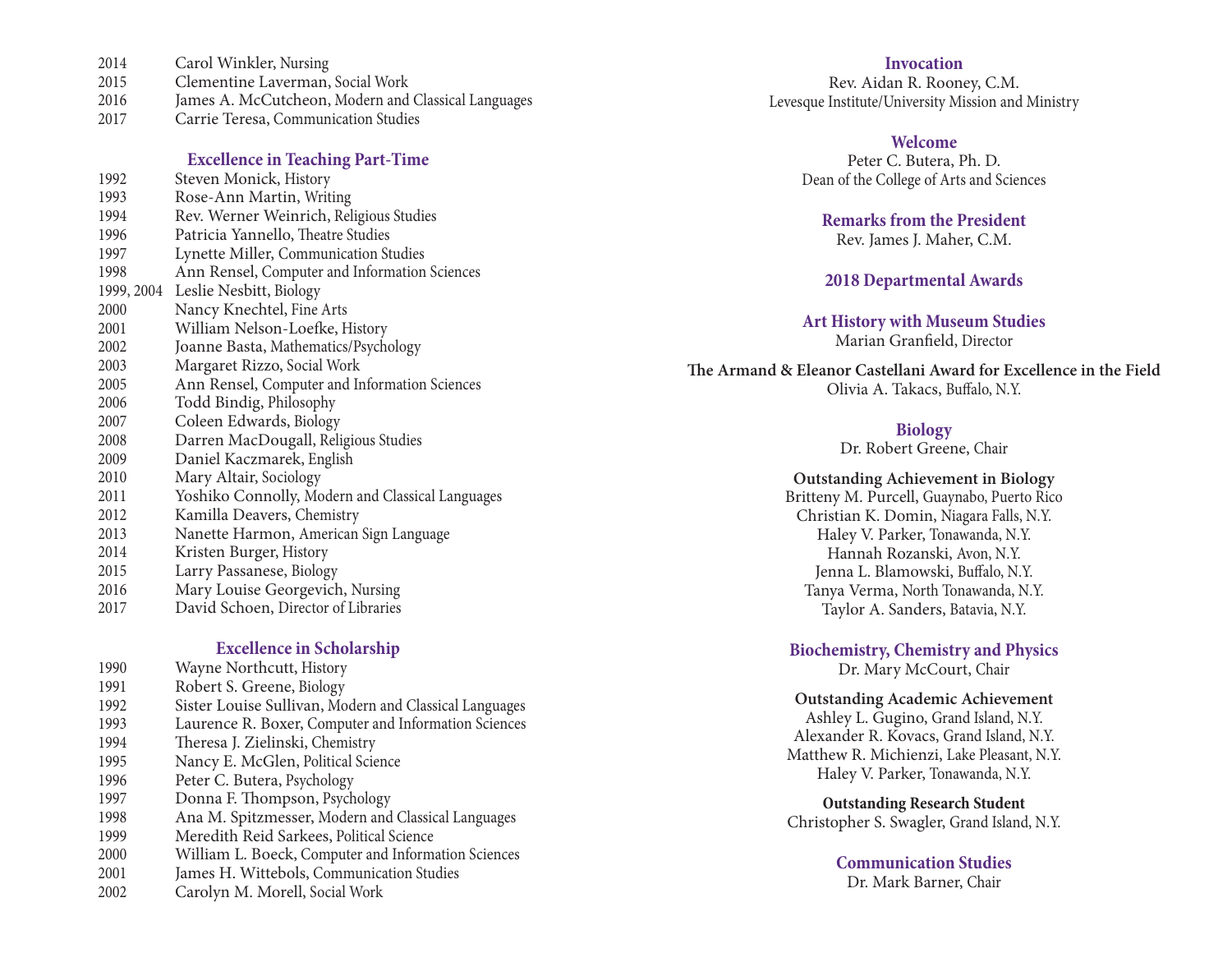2014 Carol Winkler, Nursing
2015 Clementine Laverman, Social Work
2016 James A. McCutcheon, Modern and Classical Languages
2017 Carrie Teresa, Communication Studies

### Excellence in Teaching Part-Time

1992 Steven Monick, History
1993 Rose-Ann Martin, Writing
1994 Rev. Werner Weinrich, Religious Studies
1996 Patricia Yannello, Theatre Studies
1997 Lynette Miller, Communication Studies
1998 Ann Rensel, Computer and Information Sciences
1999, 2004 Leslie Nesbitt, Biology
2000 Nancy Knechtel, Fine Arts
2001 William Nelson-Loefke, History
2002 Joanne Basta, Mathematics/Psychology
2003 Margaret Rizzo, Social Work
2005 Ann Rensel, Computer and Information Sciences
2006 Todd Bindig, Philosophy
2007 Coleen Edwards, Biology
2008 Darren MacDougall, Religious Studies
2009 Daniel Kaczmarek, English
2010 Mary Altair, Sociology
2011 Yoshiko Connolly, Modern and Classical Languages
2012 Kamilla Deavers, Chemistry
2013 Nanette Harmon, American Sign Language
2014 Kristen Burger, History
2015 Larry Passanese, Biology
2016 Mary Louise Georgevich, Nursing
2017 David Schoen, Director of Libraries

### Excellence in Scholarship

1990 Wayne Northcutt, History
1991 Robert S. Greene, Biology
1992 Sister Louise Sullivan, Modern and Classical Languages
1993 Laurence R. Boxer, Computer and Information Sciences
1994 Theresa J. Zielinski, Chemistry
1995 Nancy E. McGlen, Political Science
1996 Peter C. Butera, Psychology
1997 Donna F. Thompson, Psychology
1998 Ana M. Spitzmesser, Modern and Classical Languages
1999 Meredith Reid Sarkees, Political Science
2000 William L. Boeck, Computer and Information Sciences
2001 James H. Wittebols, Communication Studies
2002 Carolyn M. Morell, Social Work

### Invocation

Rev. Aidan R. Rooney, C.M.
Levesque Institute/University Mission and Ministry

### Welcome

Peter C. Butera, Ph. D.
Dean of the College of Arts and Sciences

### Remarks from the President

Rev. James J. Maher, C.M.

## 2018 Departmental Awards

### Art History with Museum Studies

Marian Granfield, Director

**The Armand & Eleanor Castellani Award for Excellence in the Field**
Olivia A. Takacs, Buffalo, N.Y.

### Biology

Dr. Robert Greene, Chair

**Outstanding Achievement in Biology**
Britteny M. Purcell, Guaynabo, Puerto Rico
Christian K. Domin, Niagara Falls, N.Y.
Haley V. Parker, Tonawanda, N.Y.
Hannah Rozanski, Avon, N.Y.
Jenna L. Blamowski, Buffalo, N.Y.
Tanya Verma, North Tonawanda, N.Y.
Taylor A. Sanders, Batavia, N.Y.

### Biochemistry, Chemistry and Physics

Dr. Mary McCourt, Chair

**Outstanding Academic Achievement**
Ashley L. Gugino, Grand Island, N.Y.
Alexander R. Kovacs, Grand Island, N.Y.
Matthew R. Michienzi, Lake Pleasant, N.Y.
Haley V. Parker, Tonawanda, N.Y.

**Outstanding Research Student**
Christopher S. Swagler, Grand Island, N.Y.

### Communication Studies

Dr. Mark Barner, Chair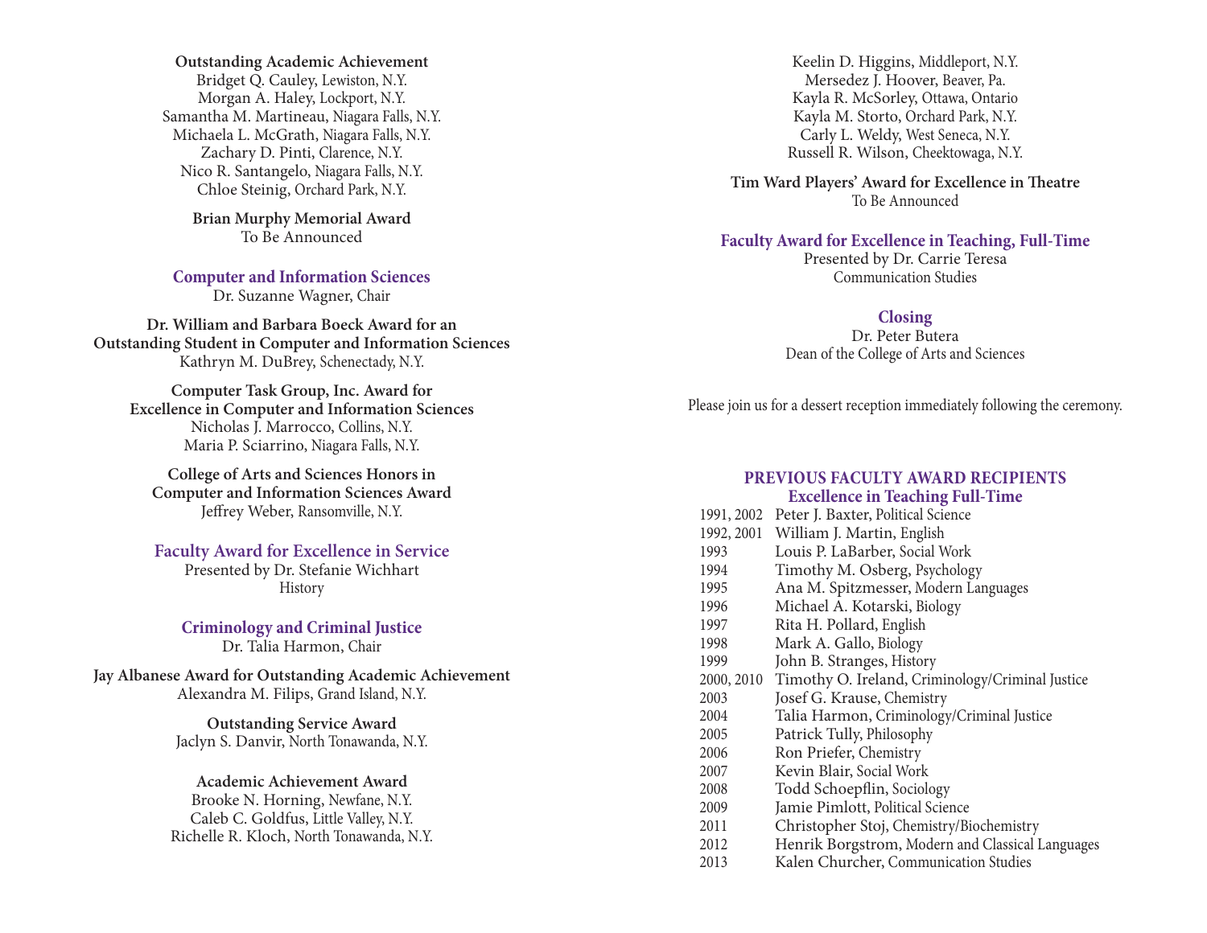**Outstanding Academic Achievement**
Bridget Q. Cauley, Lewiston, N.Y.
Morgan A. Haley, Lockport, N.Y.
Samantha M. Martineau, Niagara Falls, N.Y.
Michaela L. McGrath, Niagara Falls, N.Y.
Zachary D. Pinti, Clarence, N.Y.
Nico R. Santangelo, Niagara Falls, N.Y.
Chloe Steinig, Orchard Park, N.Y.

**Brian Murphy Memorial Award**
To Be Announced

## Computer and Information Sciences

Dr. Suzanne Wagner, Chair

**Dr. William and Barbara Boeck Award for an Outstanding Student in Computer and Information Sciences**
Kathryn M. DuBrey, Schenectady, N.Y.

**Computer Task Group, Inc. Award for Excellence in Computer and Information Sciences**
Nicholas J. Marrocco, Collins, N.Y.
Maria P. Sciarrino, Niagara Falls, N.Y.

**College of Arts and Sciences Honors in Computer and Information Sciences Award**
Jeffrey Weber, Ransomville, N.Y.

## Faculty Award for Excellence in Service

Presented by Dr. Stefanie Wichhart
History

## Criminology and Criminal Justice

Dr. Talia Harmon, Chair

**Jay Albanese Award for Outstanding Academic Achievement**
Alexandra M. Filips, Grand Island, N.Y.

**Outstanding Service Award**
Jaclyn S. Danvir, North Tonawanda, N.Y.

**Academic Achievement Award**
Brooke N. Horning, Newfane, N.Y.
Caleb C. Goldfus, Little Valley, N.Y.
Richelle R. Kloch, North Tonawanda, N.Y.
Keelin D. Higgins, Middleport, N.Y.
Mersedez J. Hoover, Beaver, Pa.
Kayla R. McSorley, Ottawa, Ontario
Kayla M. Storto, Orchard Park, N.Y.
Carly L. Weldy, West Seneca, N.Y.
Russell R. Wilson, Cheektowaga, N.Y.

**Tim Ward Players' Award for Excellence in Theatre**
To Be Announced

## Faculty Award for Excellence in Teaching, Full-Time

Presented by Dr. Carrie Teresa
Communication Studies

## Closing

Dr. Peter Butera
Dean of the College of Arts and Sciences

Please join us for a dessert reception immediately following the ceremony.

## PREVIOUS FACULTY AWARD RECIPIENTS

### Excellence in Teaching Full-Time

| Year | Recipient |
| --- | --- |
| 1991, 2002 | Peter J. Baxter, Political Science |
| 1992, 2001 | William J. Martin, English |
| 1993 | Louis P. LaBarber, Social Work |
| 1994 | Timothy M. Osberg, Psychology |
| 1995 | Ana M. Spitzmesser, Modern Languages |
| 1996 | Michael A. Kotarski, Biology |
| 1997 | Rita H. Pollard, English |
| 1998 | Mark A. Gallo, Biology |
| 1999 | John B. Stranges, History |
| 2000, 2010 | Timothy O. Ireland, Criminology/Criminal Justice |
| 2003 | Josef G. Krause, Chemistry |
| 2004 | Talia Harmon, Criminology/Criminal Justice |
| 2005 | Patrick Tully, Philosophy |
| 2006 | Ron Priefer, Chemistry |
| 2007 | Kevin Blair, Social Work |
| 2008 | Todd Schoepflin, Sociology |
| 2009 | Jamie Pimlott, Political Science |
| 2011 | Christopher Stoj, Chemistry/Biochemistry |
| 2012 | Henrik Borgstrom, Modern and Classical Languages |
| 2013 | Kalen Churcher, Communication Studies |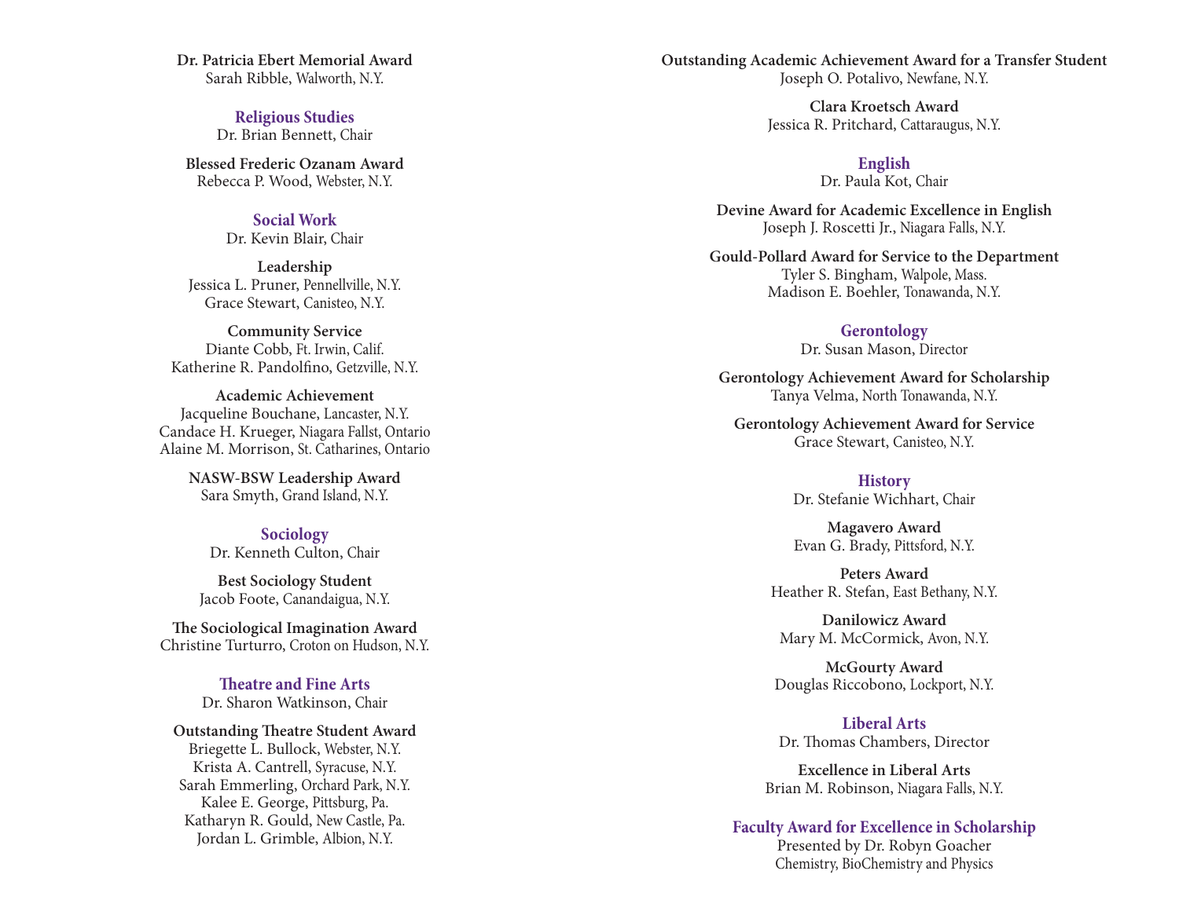**Dr. Patricia Ebert Memorial Award**
Sarah Ribble, Walworth, N.Y.

## Religious Studies
Dr. Brian Bennett, Chair

**Blessed Frederic Ozanam Award**
Rebecca P. Wood, Webster, N.Y.

## Social Work
Dr. Kevin Blair, Chair

**Leadership**
Jessica L. Pruner, Pennellville, N.Y.
Grace Stewart, Canisteo, N.Y.

**Community Service**
Diante Cobb, Ft. Irwin, Calif.
Katherine R. Pandolfino, Getzville, N.Y.

**Academic Achievement**
Jacqueline Bouchane, Lancaster, N.Y.
Candace H. Krueger, Niagara Fallst, Ontario
Alaine M. Morrison, St. Catharines, Ontario

**NASW-BSW Leadership Award**
Sara Smyth, Grand Island, N.Y.

## Sociology
Dr. Kenneth Culton, Chair

**Best Sociology Student**
Jacob Foote, Canandaigua, N.Y.

**The Sociological Imagination Award**
Christine Turturro, Croton on Hudson, N.Y.

## Theatre and Fine Arts
Dr. Sharon Watkinson, Chair

**Outstanding Theatre Student Award**
Briegette L. Bullock, Webster, N.Y.
Krista A. Cantrell, Syracuse, N.Y.
Sarah Emmerling, Orchard Park, N.Y.
Kalee E. George, Pittsburg, Pa.
Katharyn R. Gould, New Castle, Pa.
Jordan L. Grimble, Albion, N.Y.

**Outstanding Academic Achievement Award for a Transfer Student**
Joseph O. Potalivo, Newfane, N.Y.

**Clara Kroetsch Award**
Jessica R. Pritchard, Cattaraugus, N.Y.

## English
Dr. Paula Kot, Chair

**Devine Award for Academic Excellence in English**
Joseph J. Roscetti Jr., Niagara Falls, N.Y.

**Gould-Pollard Award for Service to the Department**
Tyler S. Bingham, Walpole, Mass.
Madison E. Boehler, Tonawanda, N.Y.

## Gerontology
Dr. Susan Mason, Director

**Gerontology Achievement Award for Scholarship**
Tanya Velma, North Tonawanda, N.Y.

**Gerontology Achievement Award for Service**
Grace Stewart, Canisteo, N.Y.

## History
Dr. Stefanie Wichhart, Chair

**Magavero Award**
Evan G. Brady, Pittsford, N.Y.

**Peters Award**
Heather R. Stefan, East Bethany, N.Y.

**Danilowicz Award**
Mary M. McCormick, Avon, N.Y.

**McGourty Award**
Douglas Riccobono, Lockport, N.Y.

## Liberal Arts
Dr. Thomas Chambers, Director

**Excellence in Liberal Arts**
Brian M. Robinson, Niagara Falls, N.Y.

## Faculty Award for Excellence in Scholarship
Presented by Dr. Robyn Goacher
Chemistry, BioChemistry and Physics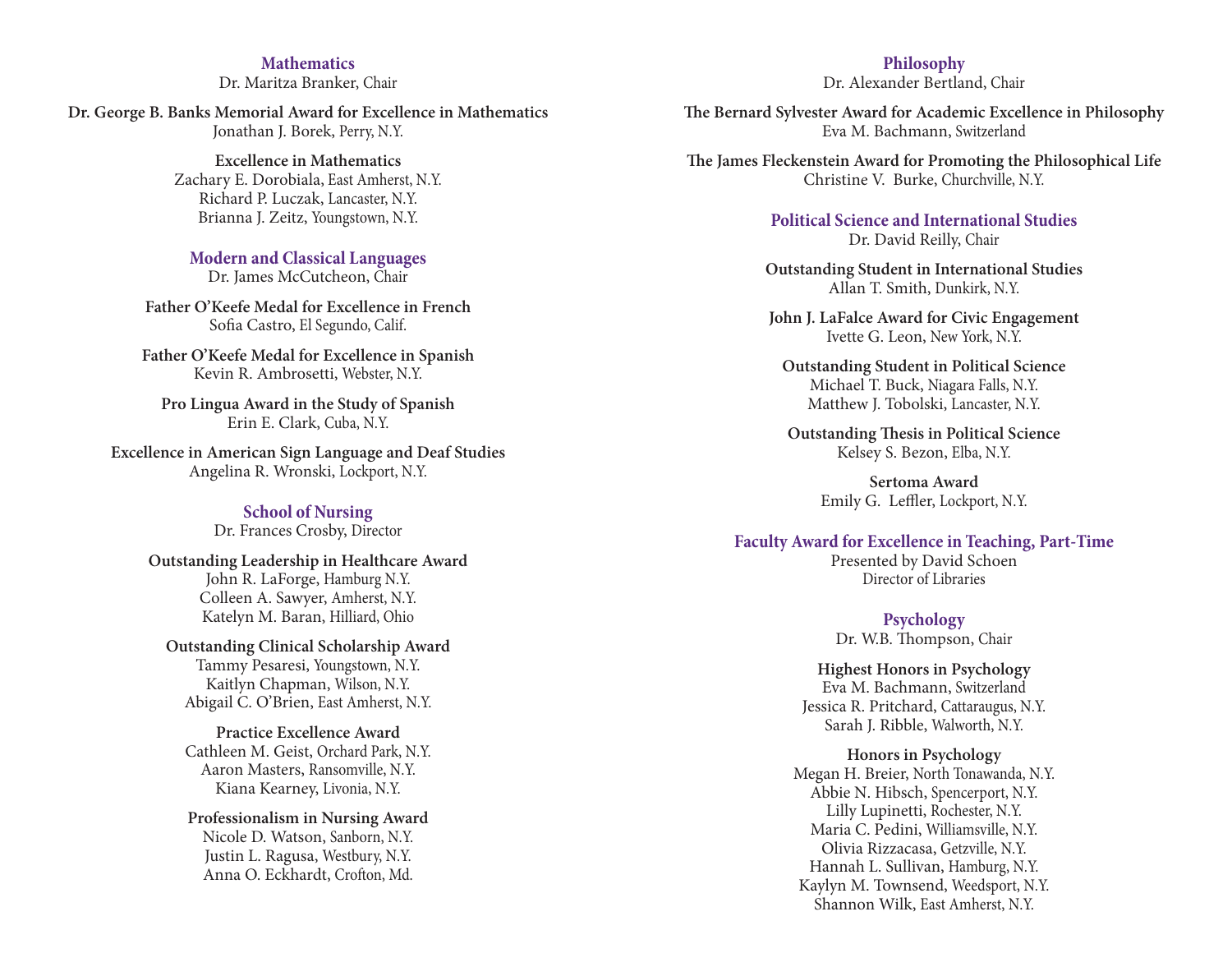## Mathematics

Dr. Maritza Branker, Chair

**Dr. George B. Banks Memorial Award for Excellence in Mathematics**
Jonathan J. Borek, Perry, N.Y.

**Excellence in Mathematics**
Zachary E. Dorobiala, East Amherst, N.Y.
Richard P. Luczak, Lancaster, N.Y.
Brianna J. Zeitz, Youngstown, N.Y.

## Modern and Classical Languages

Dr. James McCutcheon, Chair

**Father O'Keefe Medal for Excellence in French**
Sofia Castro, El Segundo, Calif.

**Father O'Keefe Medal for Excellence in Spanish**
Kevin R. Ambrosetti, Webster, N.Y.

**Pro Lingua Award in the Study of Spanish**
Erin E. Clark, Cuba, N.Y.

**Excellence in American Sign Language and Deaf Studies**
Angelina R. Wronski, Lockport, N.Y.

## School of Nursing

Dr. Frances Crosby, Director

**Outstanding Leadership in Healthcare Award**
John R. LaForge, Hamburg N.Y.
Colleen A. Sawyer, Amherst, N.Y.
Katelyn M. Baran, Hilliard, Ohio

**Outstanding Clinical Scholarship Award**
Tammy Pesaresi, Youngstown, N.Y.
Kaitlyn Chapman, Wilson, N.Y.
Abigail C. O'Brien, East Amherst, N.Y.

**Practice Excellence Award**
Cathleen M. Geist, Orchard Park, N.Y.
Aaron Masters, Ransomville, N.Y.
Kiana Kearney, Livonia, N.Y.

**Professionalism in Nursing Award**
Nicole D. Watson, Sanborn, N.Y.
Justin L. Ragusa, Westbury, N.Y.
Anna O. Eckhardt, Crofton, Md.

## Philosophy

Dr. Alexander Bertland, Chair

**The Bernard Sylvester Award for Academic Excellence in Philosophy**
Eva M. Bachmann, Switzerland

**The James Fleckenstein Award for Promoting the Philosophical Life**
Christine V. Burke, Churchville, N.Y.

## Political Science and International Studies

Dr. David Reilly, Chair

**Outstanding Student in International Studies**
Allan T. Smith, Dunkirk, N.Y.

**John J. LaFalce Award for Civic Engagement**
Ivette G. Leon, New York, N.Y.

**Outstanding Student in Political Science**
Michael T. Buck, Niagara Falls, N.Y.
Matthew J. Tobolski, Lancaster, N.Y.

**Outstanding Thesis in Political Science**
Kelsey S. Bezon, Elba, N.Y.

**Sertoma Award**
Emily G. Leffler, Lockport, N.Y.

## Faculty Award for Excellence in Teaching, Part-Time

Presented by David Schoen
Director of Libraries

## Psychology

Dr. W.B. Thompson, Chair

**Highest Honors in Psychology**
Eva M. Bachmann, Switzerland
Jessica R. Pritchard, Cattaraugus, N.Y.
Sarah J. Ribble, Walworth, N.Y.

**Honors in Psychology**
Megan H. Breier, North Tonawanda, N.Y.
Abbie N. Hibsch, Spencerport, N.Y.
Lilly Lupinetti, Rochester, N.Y.
Maria C. Pedini, Williamsville, N.Y.
Olivia Rizzacasa, Getzville, N.Y.
Hannah L. Sullivan, Hamburg, N.Y.
Kaylyn M. Townsend, Weedsport, N.Y.
Shannon Wilk, East Amherst, N.Y.